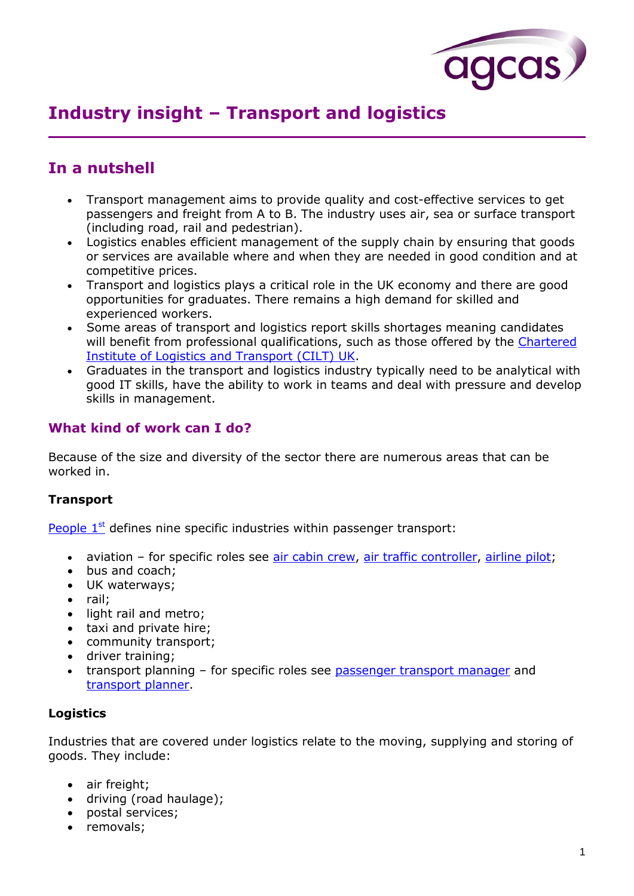# Industry insight – Transport and logistics

## In a nutshell

- Transport management aims to provide quality and cost-effective services to get passengers and freight from A to B. The industry uses air, sea or surface transport (including road, rail and pedestrian).
- Logistics enables efficient management of the supply chain by ensuring that goods or services are available where and when they are needed in good condition and at competitive prices.
- Transport and logistics plays a critical role in the UK economy and there are good opportunities for graduates. There remains a high demand for skilled and experienced workers.
- Some areas of transport and logistics report skills shortages meaning candidates will benefit from professional qualifications, such as those offered by the Chartered Institute of Logistics and Transport (CILT) UK.
- Graduates in the transport and logistics industry typically need to be analytical with good IT skills, have the ability to work in teams and deal with pressure and develop skills in management.

### What kind of work can I do?

Because of the size and diversity of the sector there are numerous areas that can be worked in.

**Transport**

People 1st defines nine specific industries within passenger transport:

- aviation – for specific roles see air cabin crew, air traffic controller, airline pilot;
- bus and coach;
- UK waterways;
- rail;
- light rail and metro;
- taxi and private hire;
- community transport;
- driver training;
- transport planning – for specific roles see passenger transport manager and transport planner.

**Logistics**

Industries that are covered under logistics relate to the moving, supplying and storing of goods. They include:

- air freight;
- driving (road haulage);
- postal services;
- removals;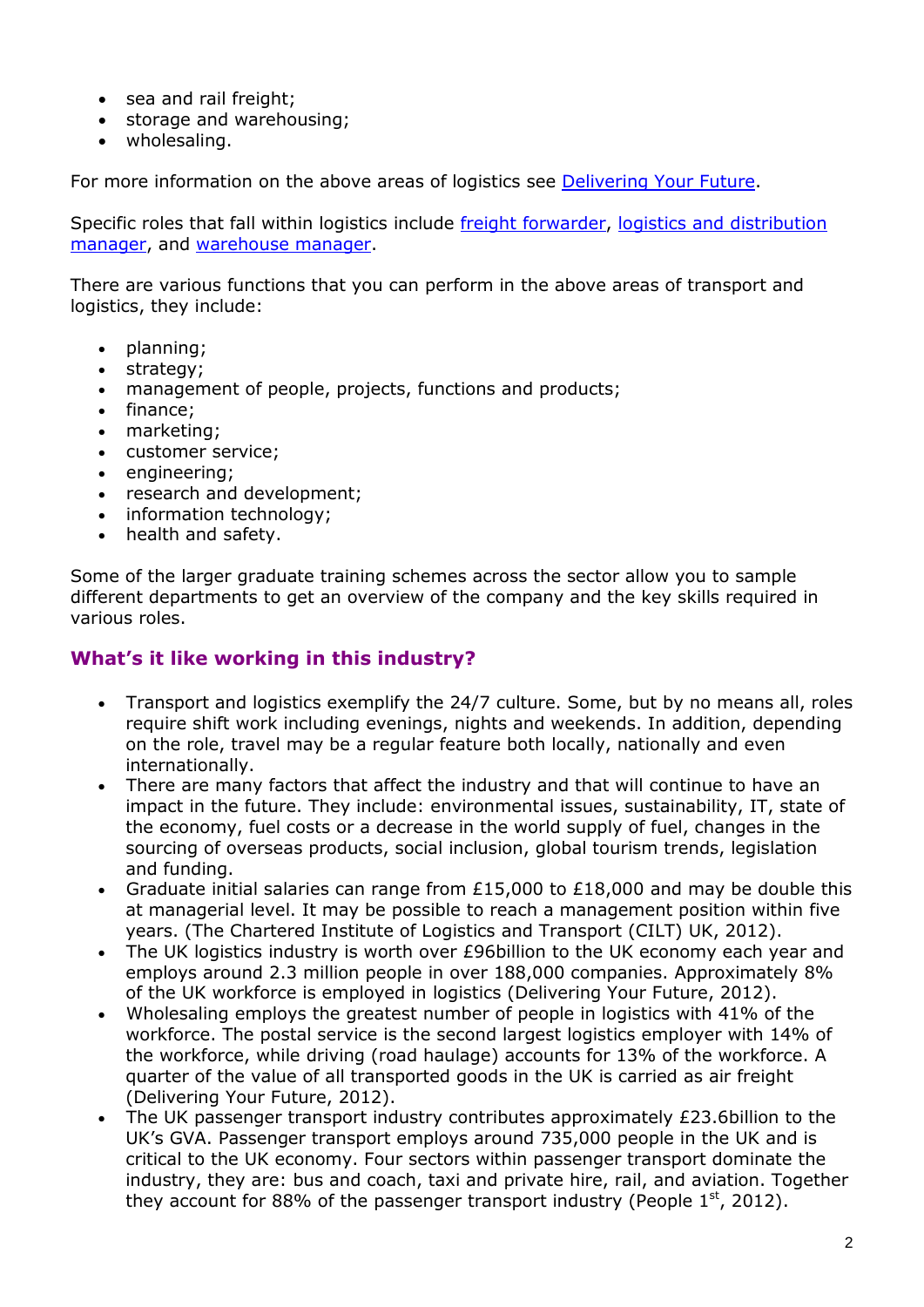- sea and rail freight;
- storage and warehousing;
- wholesaling.

For more information on the above areas of logistics see Delivering Your Future.

Specific roles that fall within logistics include freight forwarder, logistics and distribution manager, and warehouse manager.

There are various functions that you can perform in the above areas of transport and logistics, they include:

- planning;
- strategy;
- management of people, projects, functions and products;
- finance;
- marketing;
- customer service;
- engineering;
- research and development;
- information technology;
- health and safety.

Some of the larger graduate training schemes across the sector allow you to sample different departments to get an overview of the company and the key skills required in various roles.

## What's it like working in this industry?

- Transport and logistics exemplify the 24/7 culture. Some, but by no means all, roles require shift work including evenings, nights and weekends. In addition, depending on the role, travel may be a regular feature both locally, nationally and even internationally.
- There are many factors that affect the industry and that will continue to have an impact in the future. They include: environmental issues, sustainability, IT, state of the economy, fuel costs or a decrease in the world supply of fuel, changes in the sourcing of overseas products, social inclusion, global tourism trends, legislation and funding.
- Graduate initial salaries can range from £15,000 to £18,000 and may be double this at managerial level. It may be possible to reach a management position within five years. (The Chartered Institute of Logistics and Transport (CILT) UK, 2012).
- The UK logistics industry is worth over £96billion to the UK economy each year and employs around 2.3 million people in over 188,000 companies. Approximately 8% of the UK workforce is employed in logistics (Delivering Your Future, 2012).
- Wholesaling employs the greatest number of people in logistics with 41% of the workforce. The postal service is the second largest logistics employer with 14% of the workforce, while driving (road haulage) accounts for 13% of the workforce. A quarter of the value of all transported goods in the UK is carried as air freight (Delivering Your Future, 2012).
- The UK passenger transport industry contributes approximately £23.6billion to the UK's GVA. Passenger transport employs around 735,000 people in the UK and is critical to the UK economy. Four sectors within passenger transport dominate the industry, they are: bus and coach, taxi and private hire, rail, and aviation. Together they account for 88% of the passenger transport industry (People 1st, 2012).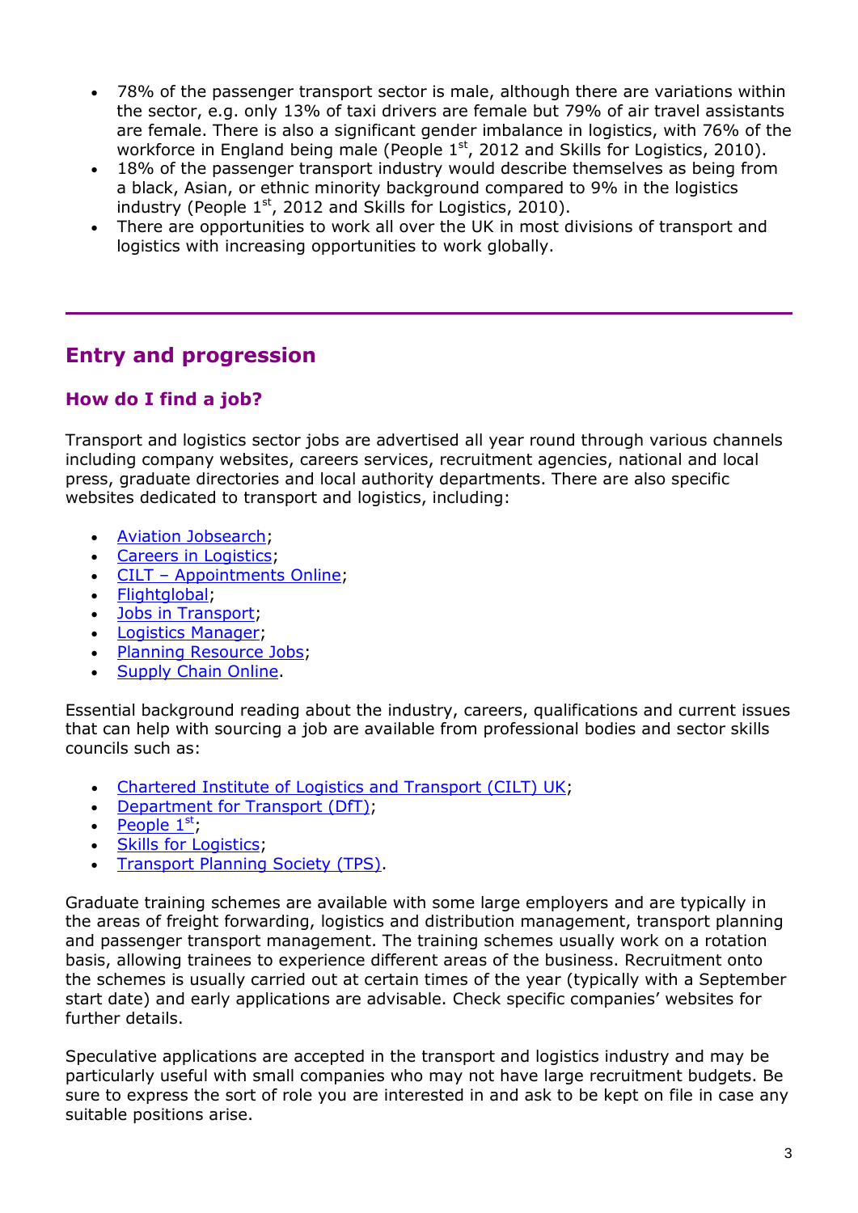- 78% of the passenger transport sector is male, although there are variations within the sector, e.g. only 13% of taxi drivers are female but 79% of air travel assistants are female. There is also a significant gender imbalance in logistics, with 76% of the workforce in England being male (People 1st, 2012 and Skills for Logistics, 2010).
- 18% of the passenger transport industry would describe themselves as being from a black, Asian, or ethnic minority background compared to 9% in the logistics industry (People 1st, 2012 and Skills for Logistics, 2010).
- There are opportunities to work all over the UK in most divisions of transport and logistics with increasing opportunities to work globally.

## Entry and progression

### How do I find a job?

Transport and logistics sector jobs are advertised all year round through various channels including company websites, careers services, recruitment agencies, national and local press, graduate directories and local authority departments. There are also specific websites dedicated to transport and logistics, including:

- Aviation Jobsearch;
- Careers in Logistics;
- CILT – Appointments Online;
- Flightglobal;
- Jobs in Transport;
- Logistics Manager;
- Planning Resource Jobs;
- Supply Chain Online.

Essential background reading about the industry, careers, qualifications and current issues that can help with sourcing a job are available from professional bodies and sector skills councils such as:

- Chartered Institute of Logistics and Transport (CILT) UK;
- Department for Transport (DfT);
- People 1st;
- Skills for Logistics;
- Transport Planning Society (TPS).

Graduate training schemes are available with some large employers and are typically in the areas of freight forwarding, logistics and distribution management, transport planning and passenger transport management. The training schemes usually work on a rotation basis, allowing trainees to experience different areas of the business. Recruitment onto the schemes is usually carried out at certain times of the year (typically with a September start date) and early applications are advisable. Check specific companies' websites for further details.

Speculative applications are accepted in the transport and logistics industry and may be particularly useful with small companies who may not have large recruitment budgets. Be sure to express the sort of role you are interested in and ask to be kept on file in case any suitable positions arise.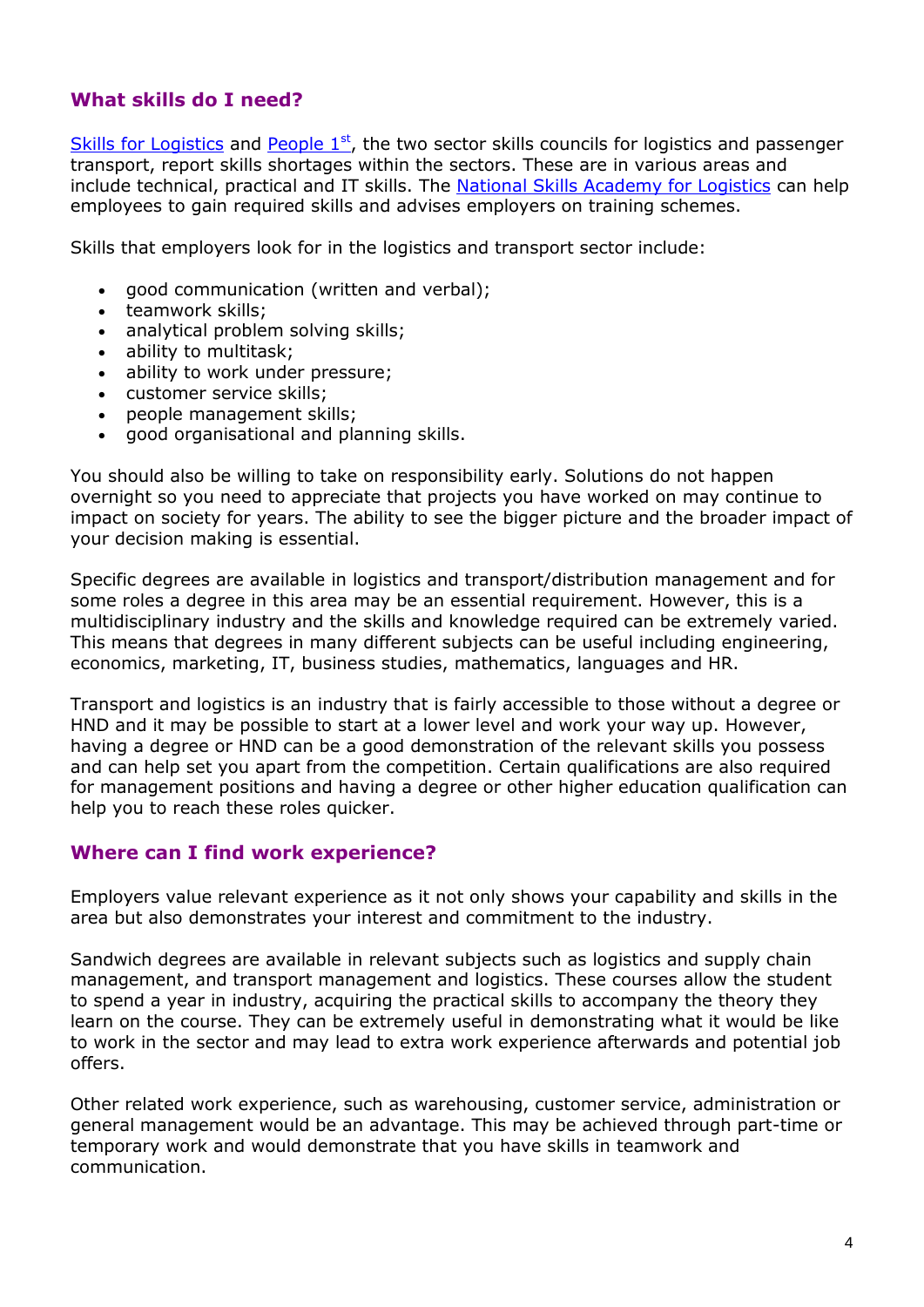## What skills do I need?

Skills for Logistics and People 1st, the two sector skills councils for logistics and passenger transport, report skills shortages within the sectors. These are in various areas and include technical, practical and IT skills. The National Skills Academy for Logistics can help employees to gain required skills and advises employers on training schemes.

Skills that employers look for in the logistics and transport sector include:

- good communication (written and verbal);
- teamwork skills;
- analytical problem solving skills;
- ability to multitask;
- ability to work under pressure;
- customer service skills;
- people management skills;
- good organisational and planning skills.

You should also be willing to take on responsibility early. Solutions do not happen overnight so you need to appreciate that projects you have worked on may continue to impact on society for years. The ability to see the bigger picture and the broader impact of your decision making is essential.

Specific degrees are available in logistics and transport/distribution management and for some roles a degree in this area may be an essential requirement. However, this is a multidisciplinary industry and the skills and knowledge required can be extremely varied. This means that degrees in many different subjects can be useful including engineering, economics, marketing, IT, business studies, mathematics, languages and HR.

Transport and logistics is an industry that is fairly accessible to those without a degree or HND and it may be possible to start at a lower level and work your way up. However, having a degree or HND can be a good demonstration of the relevant skills you possess and can help set you apart from the competition. Certain qualifications are also required for management positions and having a degree or other higher education qualification can help you to reach these roles quicker.

## Where can I find work experience?

Employers value relevant experience as it not only shows your capability and skills in the area but also demonstrates your interest and commitment to the industry.

Sandwich degrees are available in relevant subjects such as logistics and supply chain management, and transport management and logistics. These courses allow the student to spend a year in industry, acquiring the practical skills to accompany the theory they learn on the course. They can be extremely useful in demonstrating what it would be like to work in the sector and may lead to extra work experience afterwards and potential job offers.

Other related work experience, such as warehousing, customer service, administration or general management would be an advantage. This may be achieved through part-time or temporary work and would demonstrate that you have skills in teamwork and communication.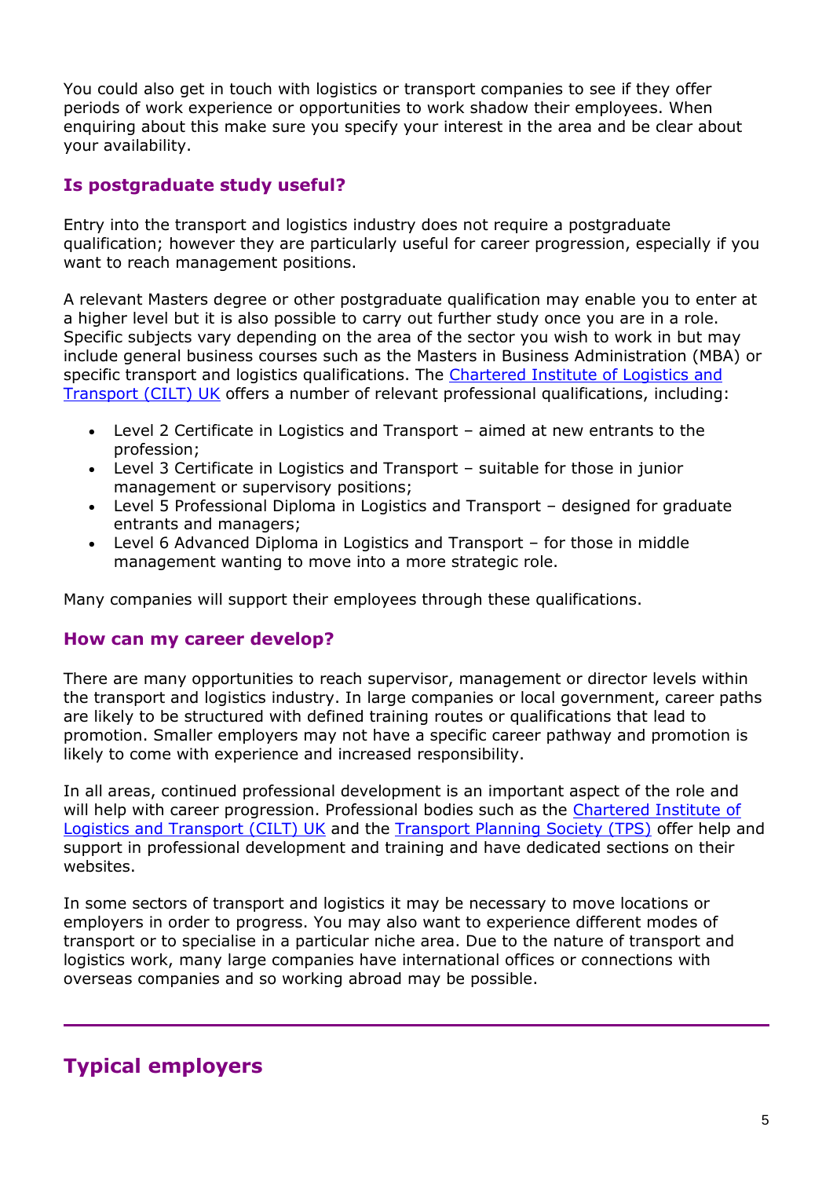You could also get in touch with logistics or transport companies to see if they offer periods of work experience or opportunities to work shadow their employees. When enquiring about this make sure you specify your interest in the area and be clear about your availability.

### Is postgraduate study useful?

Entry into the transport and logistics industry does not require a postgraduate qualification; however they are particularly useful for career progression, especially if you want to reach management positions.

A relevant Masters degree or other postgraduate qualification may enable you to enter at a higher level but it is also possible to carry out further study once you are in a role. Specific subjects vary depending on the area of the sector you wish to work in but may include general business courses such as the Masters in Business Administration (MBA) or specific transport and logistics qualifications. The Chartered Institute of Logistics and Transport (CILT) UK offers a number of relevant professional qualifications, including:

- Level 2 Certificate in Logistics and Transport – aimed at new entrants to the profession;
- Level 3 Certificate in Logistics and Transport – suitable for those in junior management or supervisory positions;
- Level 5 Professional Diploma in Logistics and Transport – designed for graduate entrants and managers;
- Level 6 Advanced Diploma in Logistics and Transport – for those in middle management wanting to move into a more strategic role.

Many companies will support their employees through these qualifications.

### How can my career develop?

There are many opportunities to reach supervisor, management or director levels within the transport and logistics industry. In large companies or local government, career paths are likely to be structured with defined training routes or qualifications that lead to promotion. Smaller employers may not have a specific career pathway and promotion is likely to come with experience and increased responsibility.

In all areas, continued professional development is an important aspect of the role and will help with career progression. Professional bodies such as the Chartered Institute of Logistics and Transport (CILT) UK and the Transport Planning Society (TPS) offer help and support in professional development and training and have dedicated sections on their websites.

In some sectors of transport and logistics it may be necessary to move locations or employers in order to progress. You may also want to experience different modes of transport or to specialise in a particular niche area. Due to the nature of transport and logistics work, many large companies have international offices or connections with overseas companies and so working abroad may be possible.

---

## Typical employers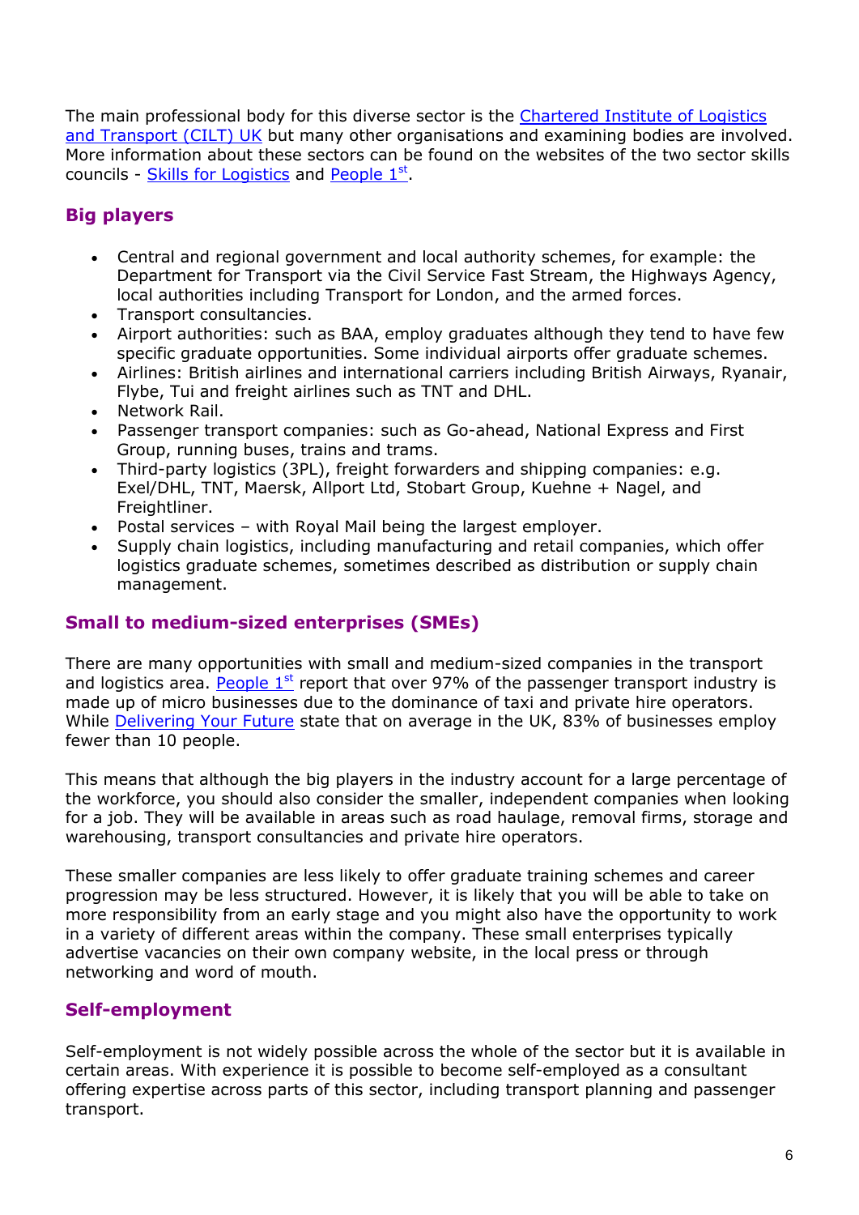The main professional body for this diverse sector is the [Chartered Institute of Logistics and Transport (CILT) UK] but many other organisations and examining bodies are involved. More information about these sectors can be found on the websites of the two sector skills councils - [Skills for Logistics] and [People 1st].

## Big players

- Central and regional government and local authority schemes, for example: the Department for Transport via the Civil Service Fast Stream, the Highways Agency, local authorities including Transport for London, and the armed forces.
- Transport consultancies.
- Airport authorities: such as BAA, employ graduates although they tend to have few specific graduate opportunities. Some individual airports offer graduate schemes.
- Airlines: British airlines and international carriers including British Airways, Ryanair, Flybe, Tui and freight airlines such as TNT and DHL.
- Network Rail.
- Passenger transport companies: such as Go-ahead, National Express and First Group, running buses, trains and trams.
- Third-party logistics (3PL), freight forwarders and shipping companies: e.g. Exel/DHL, TNT, Maersk, Allport Ltd, Stobart Group, Kuehne + Nagel, and Freightliner.
- Postal services – with Royal Mail being the largest employer.
- Supply chain logistics, including manufacturing and retail companies, which offer logistics graduate schemes, sometimes described as distribution or supply chain management.

## Small to medium-sized enterprises (SMEs)

There are many opportunities with small and medium-sized companies in the transport and logistics area. [People 1st] report that over 97% of the passenger transport industry is made up of micro businesses due to the dominance of taxi and private hire operators. While [Delivering Your Future] state that on average in the UK, 83% of businesses employ fewer than 10 people.

This means that although the big players in the industry account for a large percentage of the workforce, you should also consider the smaller, independent companies when looking for a job. They will be available in areas such as road haulage, removal firms, storage and warehousing, transport consultancies and private hire operators.

These smaller companies are less likely to offer graduate training schemes and career progression may be less structured. However, it is likely that you will be able to take on more responsibility from an early stage and you might also have the opportunity to work in a variety of different areas within the company. These small enterprises typically advertise vacancies on their own company website, in the local press or through networking and word of mouth.

## Self-employment

Self-employment is not widely possible across the whole of the sector but it is available in certain areas. With experience it is possible to become self-employed as a consultant offering expertise across parts of this sector, including transport planning and passenger transport.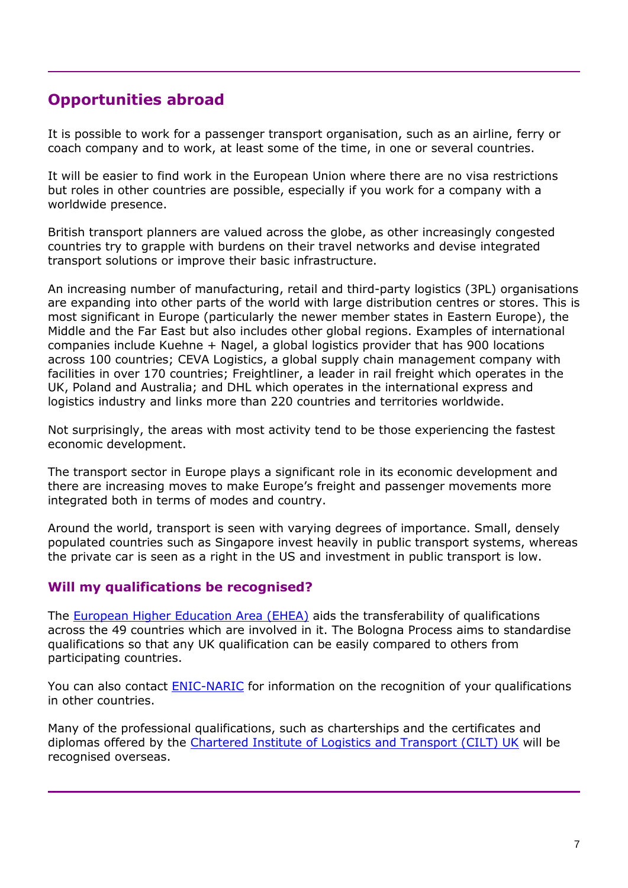## Opportunities abroad

It is possible to work for a passenger transport organisation, such as an airline, ferry or coach company and to work, at least some of the time, in one or several countries.

It will be easier to find work in the European Union where there are no visa restrictions but roles in other countries are possible, especially if you work for a company with a worldwide presence.

British transport planners are valued across the globe, as other increasingly congested countries try to grapple with burdens on their travel networks and devise integrated transport solutions or improve their basic infrastructure.

An increasing number of manufacturing, retail and third-party logistics (3PL) organisations are expanding into other parts of the world with large distribution centres or stores. This is most significant in Europe (particularly the newer member states in Eastern Europe), the Middle and the Far East but also includes other global regions. Examples of international companies include Kuehne + Nagel, a global logistics provider that has 900 locations across 100 countries; CEVA Logistics, a global supply chain management company with facilities in over 170 countries; Freightliner, a leader in rail freight which operates in the UK, Poland and Australia; and DHL which operates in the international express and logistics industry and links more than 220 countries and territories worldwide.

Not surprisingly, the areas with most activity tend to be those experiencing the fastest economic development.

The transport sector in Europe plays a significant role in its economic development and there are increasing moves to make Europe's freight and passenger movements more integrated both in terms of modes and country.

Around the world, transport is seen with varying degrees of importance. Small, densely populated countries such as Singapore invest heavily in public transport systems, whereas the private car is seen as a right in the US and investment in public transport is low.

### Will my qualifications be recognised?

The [European Higher Education Area (EHEA)]() aids the transferability of qualifications across the 49 countries which are involved in it. The Bologna Process aims to standardise qualifications so that any UK qualification can be easily compared to others from participating countries.

You can also contact [ENIC-NARIC]() for information on the recognition of your qualifications in other countries.

Many of the professional qualifications, such as charterships and the certificates and diplomas offered by the [Chartered Institute of Logistics and Transport (CILT) UK]() will be recognised overseas.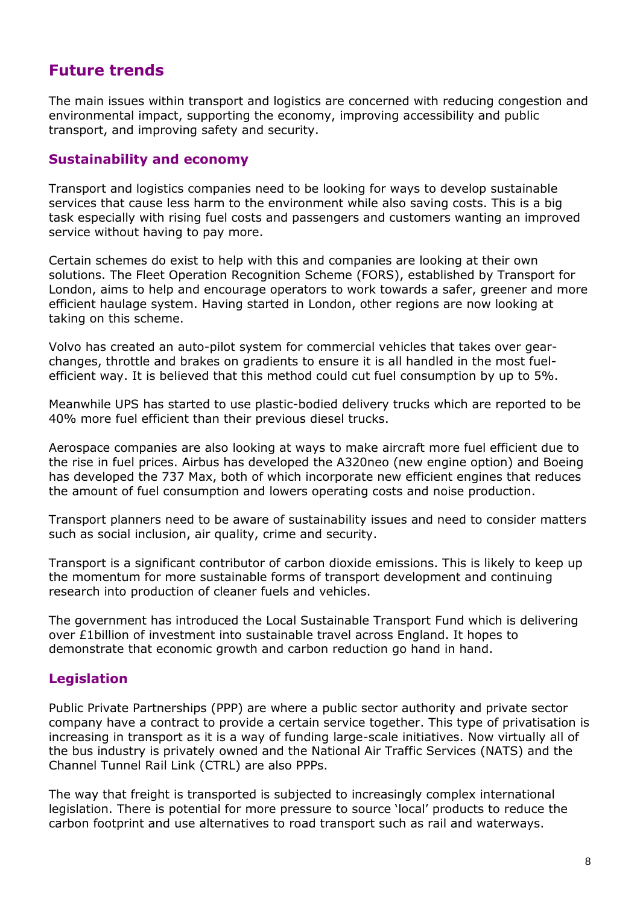## Future trends

The main issues within transport and logistics are concerned with reducing congestion and environmental impact, supporting the economy, improving accessibility and public transport, and improving safety and security.

### Sustainability and economy

Transport and logistics companies need to be looking for ways to develop sustainable services that cause less harm to the environment while also saving costs. This is a big task especially with rising fuel costs and passengers and customers wanting an improved service without having to pay more.

Certain schemes do exist to help with this and companies are looking at their own solutions. The Fleet Operation Recognition Scheme (FORS), established by Transport for London, aims to help and encourage operators to work towards a safer, greener and more efficient haulage system. Having started in London, other regions are now looking at taking on this scheme.

Volvo has created an auto-pilot system for commercial vehicles that takes over gear-changes, throttle and brakes on gradients to ensure it is all handled in the most fuel-efficient way. It is believed that this method could cut fuel consumption by up to 5%.

Meanwhile UPS has started to use plastic-bodied delivery trucks which are reported to be 40% more fuel efficient than their previous diesel trucks.

Aerospace companies are also looking at ways to make aircraft more fuel efficient due to the rise in fuel prices. Airbus has developed the A320neo (new engine option) and Boeing has developed the 737 Max, both of which incorporate new efficient engines that reduces the amount of fuel consumption and lowers operating costs and noise production.

Transport planners need to be aware of sustainability issues and need to consider matters such as social inclusion, air quality, crime and security.

Transport is a significant contributor of carbon dioxide emissions. This is likely to keep up the momentum for more sustainable forms of transport development and continuing research into production of cleaner fuels and vehicles.

The government has introduced the Local Sustainable Transport Fund which is delivering over £1billion of investment into sustainable travel across England. It hopes to demonstrate that economic growth and carbon reduction go hand in hand.

### Legislation

Public Private Partnerships (PPP) are where a public sector authority and private sector company have a contract to provide a certain service together. This type of privatisation is increasing in transport as it is a way of funding large-scale initiatives. Now virtually all of the bus industry is privately owned and the National Air Traffic Services (NATS) and the Channel Tunnel Rail Link (CTRL) are also PPPs.

The way that freight is transported is subjected to increasingly complex international legislation. There is potential for more pressure to source 'local' products to reduce the carbon footprint and use alternatives to road transport such as rail and waterways.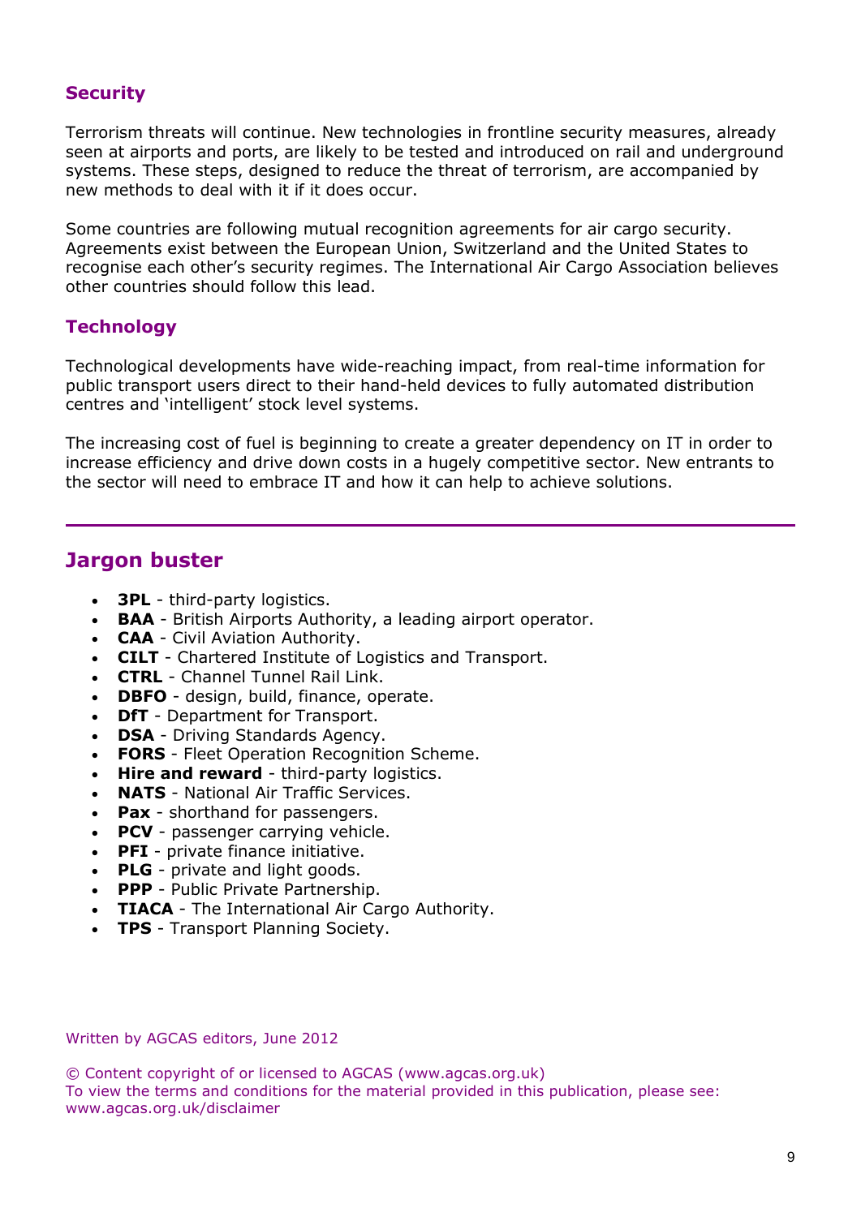### Security

Terrorism threats will continue. New technologies in frontline security measures, already seen at airports and ports, are likely to be tested and introduced on rail and underground systems. These steps, designed to reduce the threat of terrorism, are accompanied by new methods to deal with it if it does occur.

Some countries are following mutual recognition agreements for air cargo security. Agreements exist between the European Union, Switzerland and the United States to recognise each other's security regimes. The International Air Cargo Association believes other countries should follow this lead.

### Technology

Technological developments have wide-reaching impact, from real-time information for public transport users direct to their hand-held devices to fully automated distribution centres and 'intelligent' stock level systems.

The increasing cost of fuel is beginning to create a greater dependency on IT in order to increase efficiency and drive down costs in a hugely competitive sector. New entrants to the sector will need to embrace IT and how it can help to achieve solutions.

---

## Jargon buster

- **3PL** - third-party logistics.
- **BAA** - British Airports Authority, a leading airport operator.
- **CAA** - Civil Aviation Authority.
- **CILT** - Chartered Institute of Logistics and Transport.
- **CTRL** - Channel Tunnel Rail Link.
- **DBFO** - design, build, finance, operate.
- **DfT** - Department for Transport.
- **DSA** - Driving Standards Agency.
- **FORS** - Fleet Operation Recognition Scheme.
- **Hire and reward** - third-party logistics.
- **NATS** - National Air Traffic Services.
- **Pax** - shorthand for passengers.
- **PCV** - passenger carrying vehicle.
- **PFI** - private finance initiative.
- **PLG** - private and light goods.
- **PPP** - Public Private Partnership.
- **TIACA** - The International Air Cargo Authority.
- **TPS** - Transport Planning Society.

Written by AGCAS editors, June 2012

© Content copyright of or licensed to AGCAS (www.agcas.org.uk)
To view the terms and conditions for the material provided in this publication, please see: www.agcas.org.uk/disclaimer